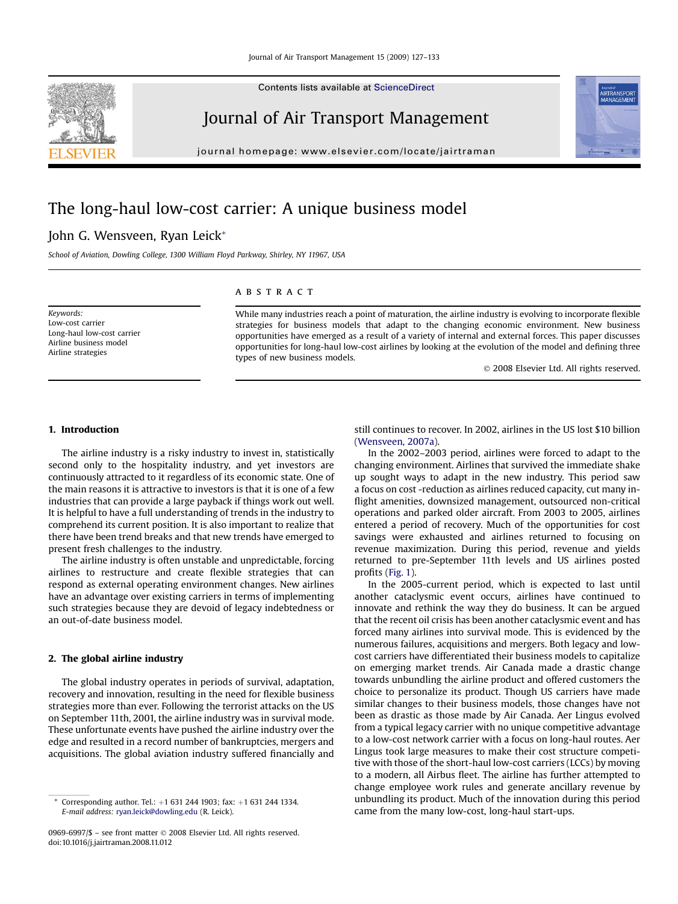# The long-haul low-cost carrier: A unique business model

John G. Wensveen, Ryan Leick*

*School of Aviation, Dowling College, 1300 William Floyd Parkway, Shirley, NY 11967, USA*

**Keywords:**
Low-cost carrier
Long-haul low-cost carrier
Airline business model
Airline strategies

## A B S T R A C T

While many industries reach a point of maturation, the airline industry is evolving to incorporate flexible strategies for business models that adapt to the changing economic environment. New business opportunities have emerged as a result of a variety of internal and external forces. This paper discusses opportunities for long-haul low-cost airlines by looking at the evolution of the model and defining three types of new business models.

© 2008 Elsevier Ltd. All rights reserved.

## 1. Introduction

The airline industry is a risky industry to invest in, statistically second only to the hospitality industry, and yet investors are continuously attracted to it regardless of its economic state. One of the main reasons it is attractive to investors is that it is one of a few industries that can provide a large payback if things work out well. It is helpful to have a full understanding of trends in the industry to comprehend its current position. It is also important to realize that there have been trend breaks and that new trends have emerged to present fresh challenges to the industry.

The airline industry is often unstable and unpredictable, forcing airlines to restructure and create flexible strategies that can respond as external operating environment changes. New airlines have an advantage over existing carriers in terms of implementing such strategies because they are devoid of legacy indebtedness or an out-of-date business model.

## 2. The global airline industry

The global industry operates in periods of survival, adaptation, recovery and innovation, resulting in the need for flexible business strategies more than ever. Following the terrorist attacks on the US on September 11th, 2001, the airline industry was in survival mode. These unfortunate events have pushed the airline industry over the edge and resulted in a record number of bankruptcies, mergers and acquisitions. The global aviation industry suffered financially and still continues to recover. In 2002, airlines in the US lost $10 billion (Wensveen, 2007a).

In the 2002–2003 period, airlines were forced to adapt to the changing environment. Airlines that survived the immediate shake up sought ways to adapt in the new industry. This period saw a focus on cost -reduction as airlines reduced capacity, cut many in-flight amenities, downsized management, outsourced non-critical operations and parked older aircraft. From 2003 to 2005, airlines entered a period of recovery. Much of the opportunities for cost savings were exhausted and airlines returned to focusing on revenue maximization. During this period, revenue and yields returned to pre-September 11th levels and US airlines posted profits (Fig. 1).

In the 2005-current period, which is expected to last until another cataclysmic event occurs, airlines have continued to innovate and rethink the way they do business. It can be argued that the recent oil crisis has been another cataclysmic event and has forced many airlines into survival mode. This is evidenced by the numerous failures, acquisitions and mergers. Both legacy and low-cost carriers have differentiated their business models to capitalize on emerging market trends. Air Canada made a drastic change towards unbundling the airline product and offered customers the choice to personalize its product. Though US carriers have made similar changes to their business models, those changes have not been as drastic as those made by Air Canada. Aer Lingus evolved from a typical legacy carrier with no unique competitive advantage to a low-cost network carrier with a focus on long-haul routes. Aer Lingus took large measures to make their cost structure competitive with those of the short-haul low-cost carriers (LCCs) by moving to a modern, all Airbus fleet. The airline has further attempted to change employee work rules and generate ancillary revenue by unbundling its product. Much of the innovation during this period came from the many low-cost, long-haul start-ups.

---

* Corresponding author. Tel.: +1 631 244 1903; fax: +1 631 244 1334.
*E-mail address:* ryan.leick@dowling.edu (R. Leick).

0969-6997/$ – see front matter © 2008 Elsevier Ltd. All rights reserved.
doi:10.1016/j.jairtraman.2008.11.012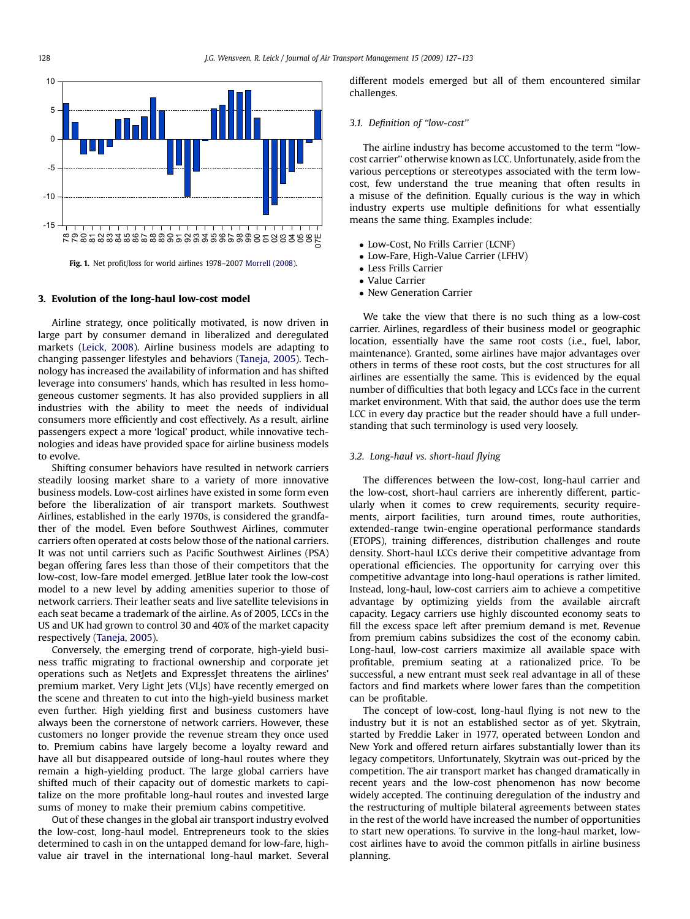Fig. 1. Net profit/loss for world airlines 1978–2007 Morrell (2008).

## 3. Evolution of the long-haul low-cost model

Airline strategy, once politically motivated, is now driven in large part by consumer demand in liberalized and deregulated markets (Leick, 2008). Airline business models are adapting to changing passenger lifestyles and behaviors (Taneja, 2005). Technology has increased the availability of information and has shifted leverage into consumers' hands, which has resulted in less homogeneous customer segments. It has also provided suppliers in all industries with the ability to meet the needs of individual consumers more efficiently and cost effectively. As a result, airline passengers expect a more 'logical' product, while innovative technologies and ideas have provided space for airline business models to evolve.

Shifting consumer behaviors have resulted in network carriers steadily loosing market share to a variety of more innovative business models. Low-cost airlines have existed in some form even before the liberalization of air transport markets. Southwest Airlines, established in the early 1970s, is considered the grandfather of the model. Even before Southwest Airlines, commuter carriers often operated at costs below those of the national carriers. It was not until carriers such as Pacific Southwest Airlines (PSA) began offering fares less than those of their competitors that the low-cost, low-fare model emerged. JetBlue later took the low-cost model to a new level by adding amenities superior to those of network carriers. Their leather seats and live satellite televisions in each seat became a trademark of the airline. As of 2005, LCCs in the US and UK had grown to control 30 and 40% of the market capacity respectively (Taneja, 2005).

Conversely, the emerging trend of corporate, high-yield business traffic migrating to fractional ownership and corporate jet operations such as NetJets and ExpressJet threatens the airlines' premium market. Very Light Jets (VLJs) have recently emerged on the scene and threaten to cut into the high-yield business market even further. High yielding first and business customers have always been the cornerstone of network carriers. However, these customers no longer provide the revenue stream they once used to. Premium cabins have largely become a loyalty reward and have all but disappeared outside of long-haul routes where they remain a high-yielding product. The large global carriers have shifted much of their capacity out of domestic markets to capitalize on the more profitable long-haul routes and invested large sums of money to make their premium cabins competitive.

Out of these changes in the global air transport industry evolved the low-cost, long-haul model. Entrepreneurs took to the skies determined to cash in on the untapped demand for low-fare, high-value air travel in the international long-haul market. Several different models emerged but all of them encountered similar challenges.

### 3.1. Definition of "low-cost"

The airline industry has become accustomed to the term "low-cost carrier" otherwise known as LCC. Unfortunately, aside from the various perceptions or stereotypes associated with the term low-cost, few understand the true meaning that often results in a misuse of the definition. Equally curious is the way in which industry experts use multiple definitions for what essentially means the same thing. Examples include:

- Low-Cost, No Frills Carrier (LCNF)
- Low-Fare, High-Value Carrier (LFHV)
- Less Frills Carrier
- Value Carrier
- New Generation Carrier

We take the view that there is no such thing as a low-cost carrier. Airlines, regardless of their business model or geographic location, essentially have the same root costs (i.e., fuel, labor, maintenance). Granted, some airlines have major advantages over others in terms of these root costs, but the cost structures for all airlines are essentially the same. This is evidenced by the equal number of difficulties that both legacy and LCCs face in the current market environment. With that said, the author does use the term LCC in every day practice but the reader should have a full understanding that such terminology is used very loosely.

### 3.2. Long-haul vs. short-haul flying

The differences between the low-cost, long-haul carrier and the low-cost, short-haul carriers are inherently different, particularly when it comes to crew requirements, security requirements, airport facilities, turn around times, route authorities, extended-range twin-engine operational performance standards (ETOPS), training differences, distribution challenges and route density. Short-haul LCCs derive their competitive advantage from operational efficiencies. The opportunity for carrying over this competitive advantage into long-haul operations is rather limited. Instead, long-haul, low-cost carriers aim to achieve a competitive advantage by optimizing yields from the available aircraft capacity. Legacy carriers use highly discounted economy seats to fill the excess space left after premium demand is met. Revenue from premium cabins subsidizes the cost of the economy cabin. Long-haul, low-cost carriers maximize all available space with profitable, premium seating at a rationalized price. To be successful, a new entrant must seek real advantage in all of these factors and find markets where lower fares than the competition can be profitable.

The concept of low-cost, long-haul flying is not new to the industry but it is not an established sector as of yet. Skytrain, started by Freddie Laker in 1977, operated between London and New York and offered return airfares substantially lower than its legacy competitors. Unfortunately, Skytrain was out-priced by the competition. The air transport market has changed dramatically in recent years and the low-cost phenomenon has now become widely accepted. The continuing deregulation of the industry and the restructuring of multiple bilateral agreements between states in the rest of the world have increased the number of opportunities to start new operations. To survive in the long-haul market, low-cost airlines have to avoid the common pitfalls in airline business planning.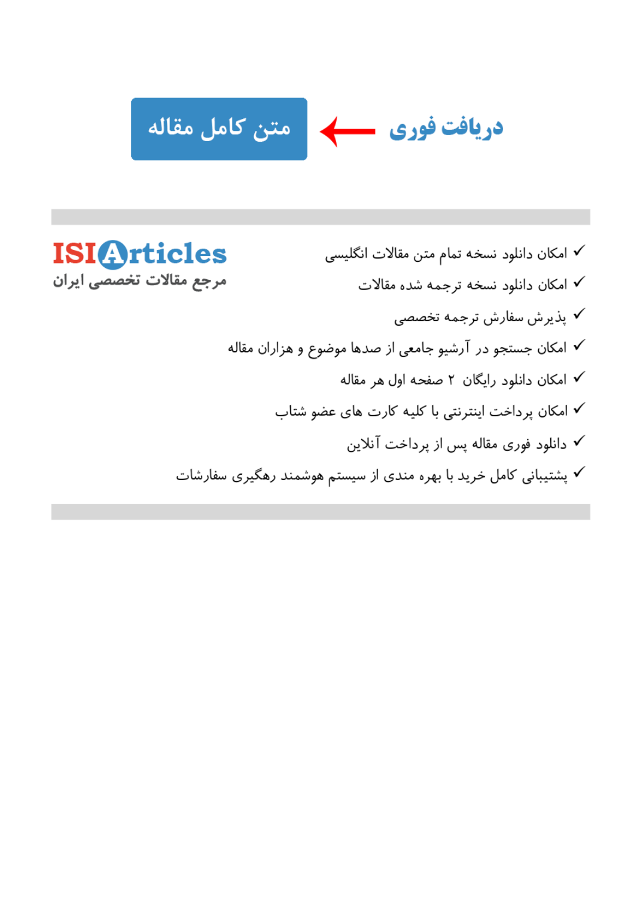دریافت فوری ← متن کامل مقاله

**ISIArticles**
مرجع مقالات تخصصی ایران

- ✓ امکان دانلود نسخه تمام متن مقالات انگلیسی
- ✓ امکان دانلود نسخه ترجمه شده مقالات
- ✓ پذیرش سفارش ترجمه تخصصی
- ✓ امکان جستجو در آرشیو جامعی از صدها موضوع و هزاران مقاله
- ✓ امکان دانلود رایگان ۲ صفحه اول هر مقاله
- ✓ امکان پرداخت اینترنتی با کلیه کارت های عضو شتاب
- ✓ دانلود فوری مقاله پس از پرداخت آنلاین
- ✓ پشتیبانی کامل خرید با بهره مندی از سیستم هوشمند رهگیری سفارشات